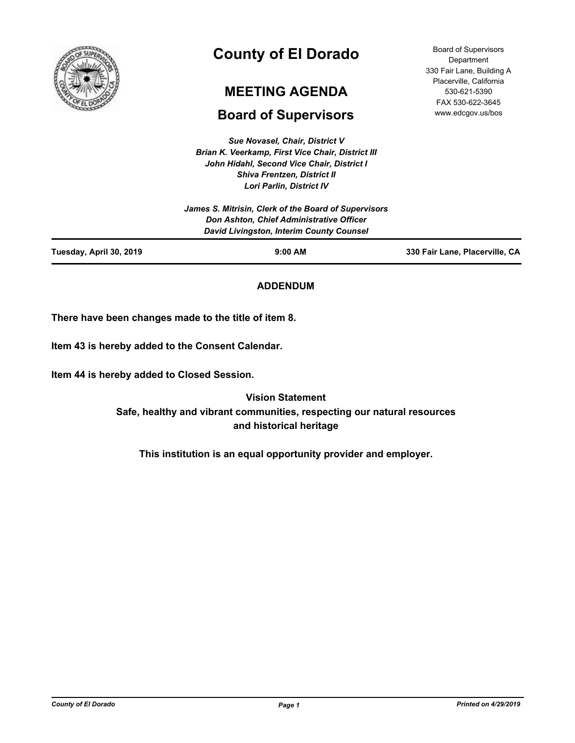# County of El Dorado

## MEETING AGENDA

## Board of Supervisors

Board of Supervisors Department
330 Fair Lane, Building A
Placerville, California
530-621-5390
FAX 530-622-3645
www.edcgov.us/bos

*Sue Novasel, Chair, District V*
*Brian K. Veerkamp, First Vice Chair, District III*
*John Hidahl, Second Vice Chair, District I*
*Shiva Frentzen, District II*
*Lori Parlin, District IV*

*James S. Mitrisin, Clerk of the Board of Supervisors*
*Don Ashton, Chief Administrative Officer*
*David Livingston, Interim County Counsel*

**Tuesday, April 30, 2019** | **9:00 AM** | **330 Fair Lane, Placerville, CA**

**ADDENDUM**

**There have been changes made to the title of item 8.**

**Item 43 is hereby added to the Consent Calendar.**

**Item 44 is hereby added to Closed Session.**

**Vision Statement**
**Safe, healthy and vibrant communities, respecting our natural resources and historical heritage**

**This institution is an equal opportunity provider and employer.**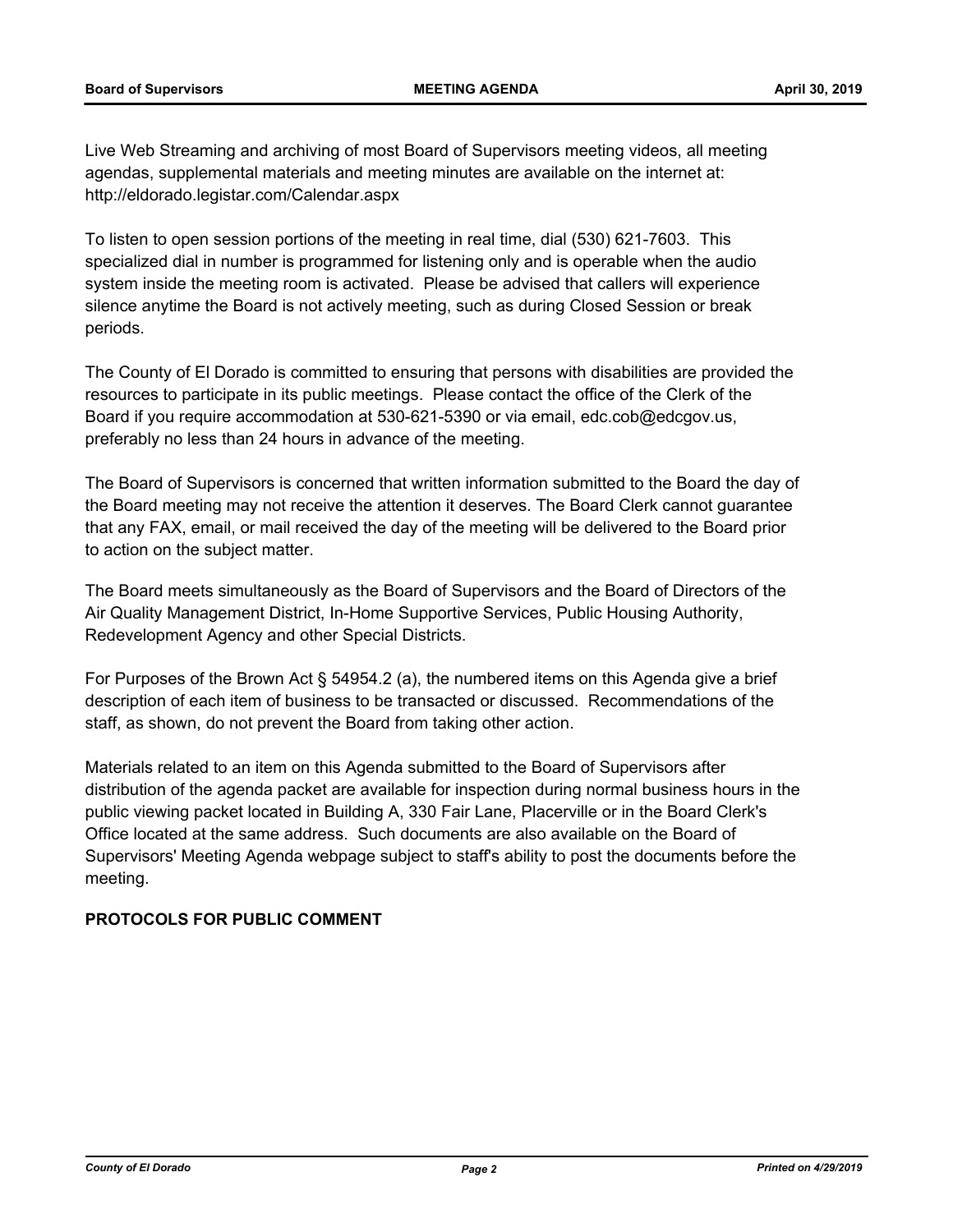Live Web Streaming and archiving of most Board of Supervisors meeting videos, all meeting agendas, supplemental materials and meeting minutes are available on the internet at: http://eldorado.legistar.com/Calendar.aspx

To listen to open session portions of the meeting in real time, dial (530) 621-7603. This specialized dial in number is programmed for listening only and is operable when the audio system inside the meeting room is activated. Please be advised that callers will experience silence anytime the Board is not actively meeting, such as during Closed Session or break periods.

The County of El Dorado is committed to ensuring that persons with disabilities are provided the resources to participate in its public meetings. Please contact the office of the Clerk of the Board if you require accommodation at 530-621-5390 or via email, edc.cob@edcgov.us, preferably no less than 24 hours in advance of the meeting.

The Board of Supervisors is concerned that written information submitted to the Board the day of the Board meeting may not receive the attention it deserves. The Board Clerk cannot guarantee that any FAX, email, or mail received the day of the meeting will be delivered to the Board prior to action on the subject matter.

The Board meets simultaneously as the Board of Supervisors and the Board of Directors of the Air Quality Management District, In-Home Supportive Services, Public Housing Authority, Redevelopment Agency and other Special Districts.

For Purposes of the Brown Act § 54954.2 (a), the numbered items on this Agenda give a brief description of each item of business to be transacted or discussed. Recommendations of the staff, as shown, do not prevent the Board from taking other action.

Materials related to an item on this Agenda submitted to the Board of Supervisors after distribution of the agenda packet are available for inspection during normal business hours in the public viewing packet located in Building A, 330 Fair Lane, Placerville or in the Board Clerk's Office located at the same address. Such documents are also available on the Board of Supervisors' Meeting Agenda webpage subject to staff's ability to post the documents before the meeting.

**PROTOCOLS FOR PUBLIC COMMENT**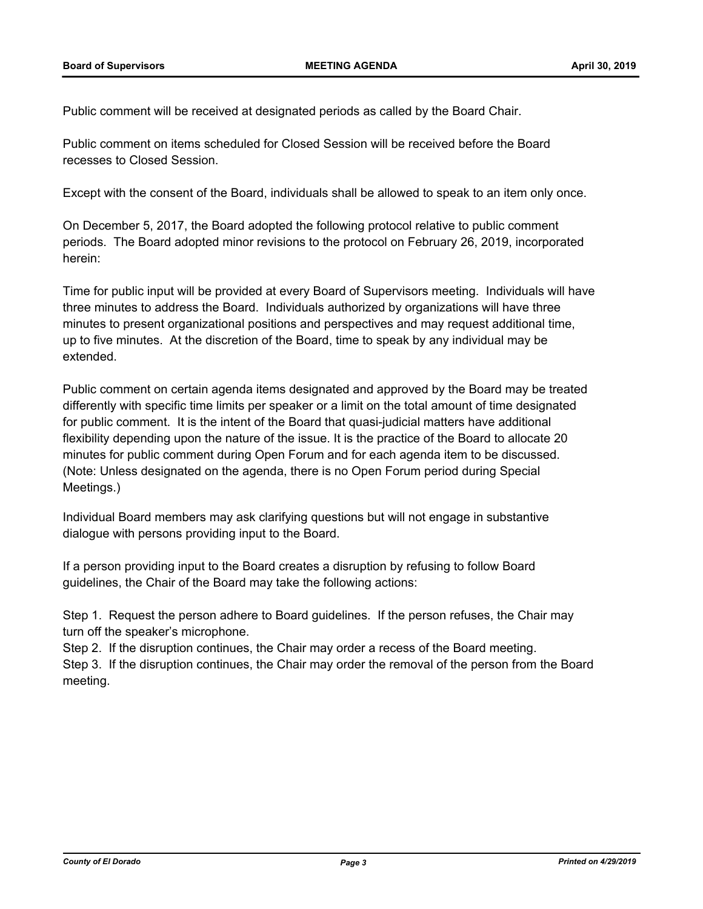Public comment will be received at designated periods as called by the Board Chair.

Public comment on items scheduled for Closed Session will be received before the Board recesses to Closed Session.

Except with the consent of the Board, individuals shall be allowed to speak to an item only once.

On December 5, 2017, the Board adopted the following protocol relative to public comment periods. The Board adopted minor revisions to the protocol on February 26, 2019, incorporated herein:

Time for public input will be provided at every Board of Supervisors meeting. Individuals will have three minutes to address the Board. Individuals authorized by organizations will have three minutes to present organizational positions and perspectives and may request additional time, up to five minutes. At the discretion of the Board, time to speak by any individual may be extended.

Public comment on certain agenda items designated and approved by the Board may be treated differently with specific time limits per speaker or a limit on the total amount of time designated for public comment. It is the intent of the Board that quasi-judicial matters have additional flexibility depending upon the nature of the issue. It is the practice of the Board to allocate 20 minutes for public comment during Open Forum and for each agenda item to be discussed. (Note: Unless designated on the agenda, there is no Open Forum period during Special Meetings.)

Individual Board members may ask clarifying questions but will not engage in substantive dialogue with persons providing input to the Board.

If a person providing input to the Board creates a disruption by refusing to follow Board guidelines, the Chair of the Board may take the following actions:

Step 1. Request the person adhere to Board guidelines. If the person refuses, the Chair may turn off the speaker's microphone.
Step 2. If the disruption continues, the Chair may order a recess of the Board meeting.
Step 3. If the disruption continues, the Chair may order the removal of the person from the Board meeting.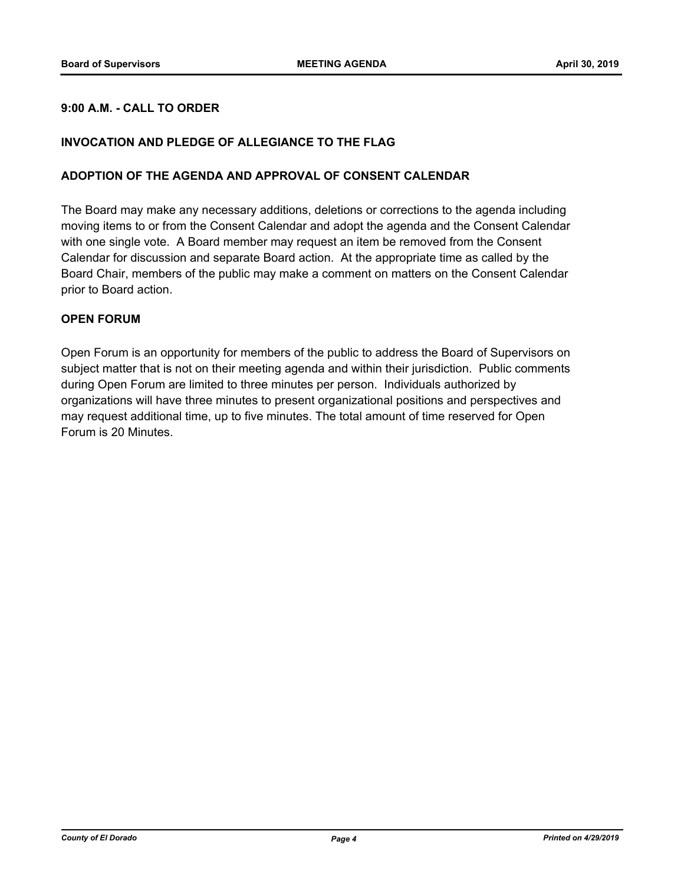**9:00 A.M. - CALL TO ORDER**

**INVOCATION AND PLEDGE OF ALLEGIANCE TO THE FLAG**

**ADOPTION OF THE AGENDA AND APPROVAL OF CONSENT CALENDAR**

The Board may make any necessary additions, deletions or corrections to the agenda including moving items to or from the Consent Calendar and adopt the agenda and the Consent Calendar with one single vote. A Board member may request an item be removed from the Consent Calendar for discussion and separate Board action. At the appropriate time as called by the Board Chair, members of the public may make a comment on matters on the Consent Calendar prior to Board action.

**OPEN FORUM**

Open Forum is an opportunity for members of the public to address the Board of Supervisors on subject matter that is not on their meeting agenda and within their jurisdiction. Public comments during Open Forum are limited to three minutes per person. Individuals authorized by organizations will have three minutes to present organizational positions and perspectives and may request additional time, up to five minutes. The total amount of time reserved for Open Forum is 20 Minutes.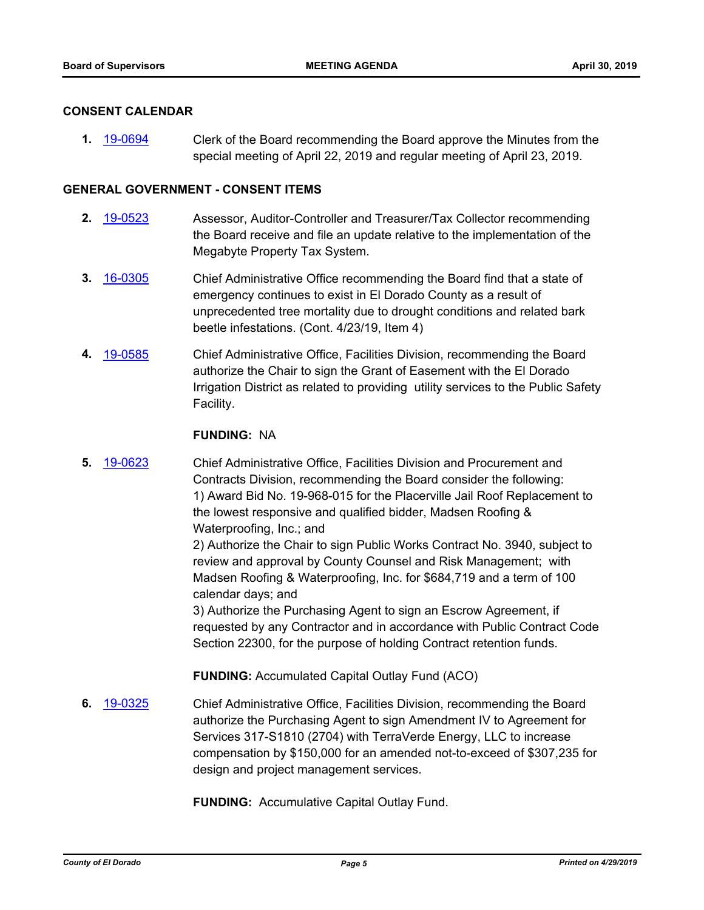## CONSENT CALENDAR

**1.** 19-0694 Clerk of the Board recommending the Board approve the Minutes from the special meeting of April 22, 2019 and regular meeting of April 23, 2019.

## GENERAL GOVERNMENT - CONSENT ITEMS

**2.** 19-0523 Assessor, Auditor-Controller and Treasurer/Tax Collector recommending the Board receive and file an update relative to the implementation of the Megabyte Property Tax System.

**3.** 16-0305 Chief Administrative Office recommending the Board find that a state of emergency continues to exist in El Dorado County as a result of unprecedented tree mortality due to drought conditions and related bark beetle infestations. (Cont. 4/23/19, Item 4)

**4.** 19-0585 Chief Administrative Office, Facilities Division, recommending the Board authorize the Chair to sign the Grant of Easement with the El Dorado Irrigation District as related to providing utility services to the Public Safety Facility.

**FUNDING:** NA

**5.** 19-0623 Chief Administrative Office, Facilities Division and Procurement and Contracts Division, recommending the Board consider the following:
1) Award Bid No. 19-968-015 for the Placerville Jail Roof Replacement to the lowest responsive and qualified bidder, Madsen Roofing & Waterproofing, Inc.; and
2) Authorize the Chair to sign Public Works Contract No. 3940, subject to review and approval by County Counsel and Risk Management; with Madsen Roofing & Waterproofing, Inc. for $684,719 and a term of 100 calendar days; and
3) Authorize the Purchasing Agent to sign an Escrow Agreement, if requested by any Contractor and in accordance with Public Contract Code Section 22300, for the purpose of holding Contract retention funds.

**FUNDING:** Accumulated Capital Outlay Fund (ACO)

**6.** 19-0325 Chief Administrative Office, Facilities Division, recommending the Board authorize the Purchasing Agent to sign Amendment IV to Agreement for Services 317-S1810 (2704) with TerraVerde Energy, LLC to increase compensation by $150,000 for an amended not-to-exceed of $307,235 for design and project management services.

**FUNDING:** Accumulative Capital Outlay Fund.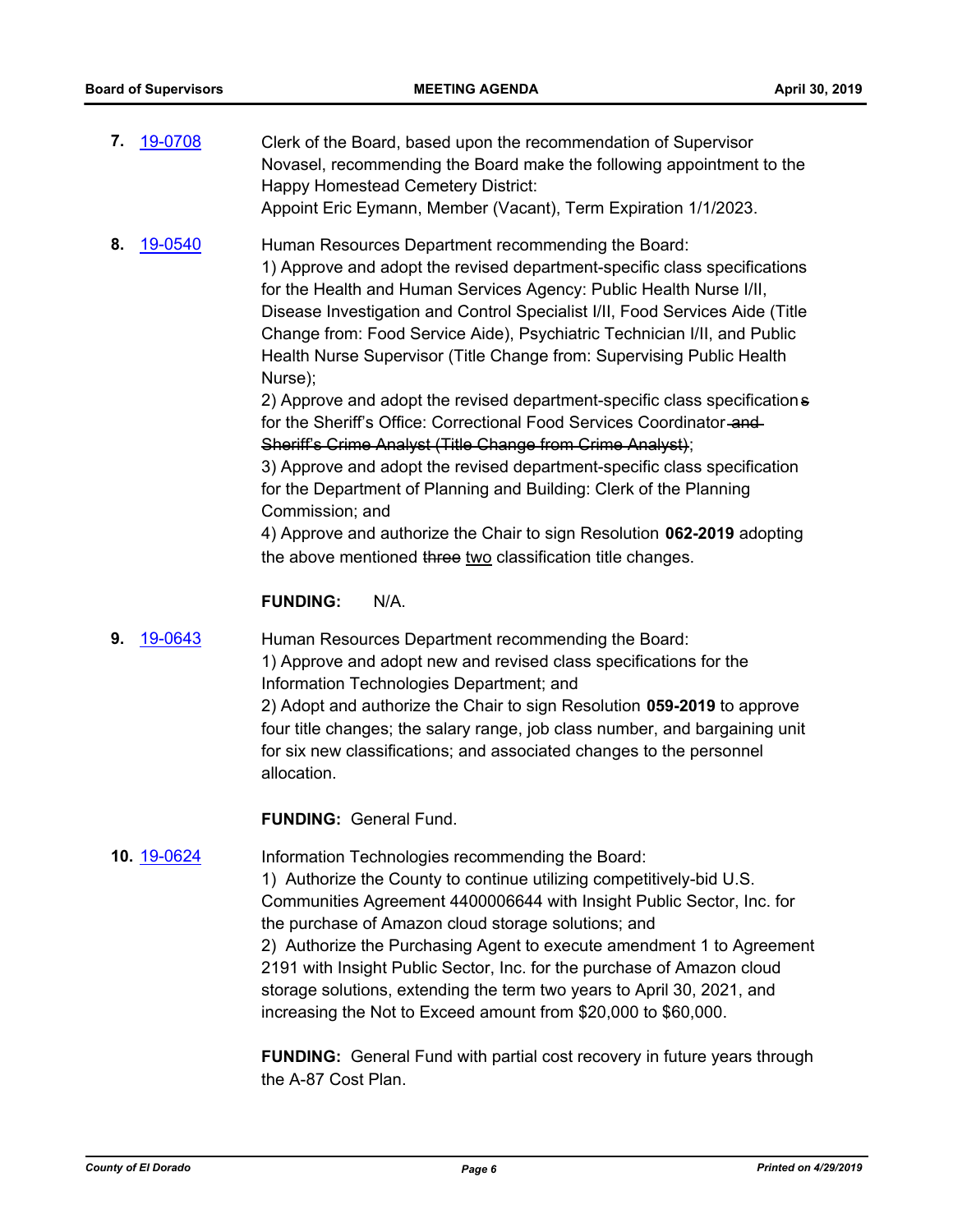**7.** 19-0708

Clerk of the Board, based upon the recommendation of Supervisor Novasel, recommending the Board make the following appointment to the Happy Homestead Cemetery District:
Appoint Eric Eymann, Member (Vacant), Term Expiration 1/1/2023.

**8.** 19-0540

Human Resources Department recommending the Board:
1) Approve and adopt the revised department-specific class specifications for the Health and Human Services Agency: Public Health Nurse I/II, Disease Investigation and Control Specialist I/II, Food Services Aide (Title Change from: Food Service Aide), Psychiatric Technician I/II, and Public Health Nurse Supervisor (Title Change from: Supervising Public Health Nurse);
2) Approve and adopt the revised department-specific class specification~~s~~ for the Sheriff's Office: Correctional Food Services Coordinator ~~and Sheriff's Crime Analyst (Title Change from Crime Analyst)~~;
3) Approve and adopt the revised department-specific class specification for the Department of Planning and Building: Clerk of the Planning Commission; and
4) Approve and authorize the Chair to sign Resolution **062-2019** adopting the above mentioned ~~three~~ <u>two</u> classification title changes.

**FUNDING:** N/A.

**9.** 19-0643

Human Resources Department recommending the Board:
1) Approve and adopt new and revised class specifications for the Information Technologies Department; and
2) Adopt and authorize the Chair to sign Resolution **059-2019** to approve four title changes; the salary range, job class number, and bargaining unit for six new classifications; and associated changes to the personnel allocation.

**FUNDING:** General Fund.

**10.** 19-0624

Information Technologies recommending the Board:
1) Authorize the County to continue utilizing competitively-bid U.S. Communities Agreement 4400006644 with Insight Public Sector, Inc. for the purchase of Amazon cloud storage solutions; and
2) Authorize the Purchasing Agent to execute amendment 1 to Agreement 2191 with Insight Public Sector, Inc. for the purchase of Amazon cloud storage solutions, extending the term two years to April 30, 2021, and increasing the Not to Exceed amount from $20,000 to $60,000.

**FUNDING:** General Fund with partial cost recovery in future years through the A-87 Cost Plan.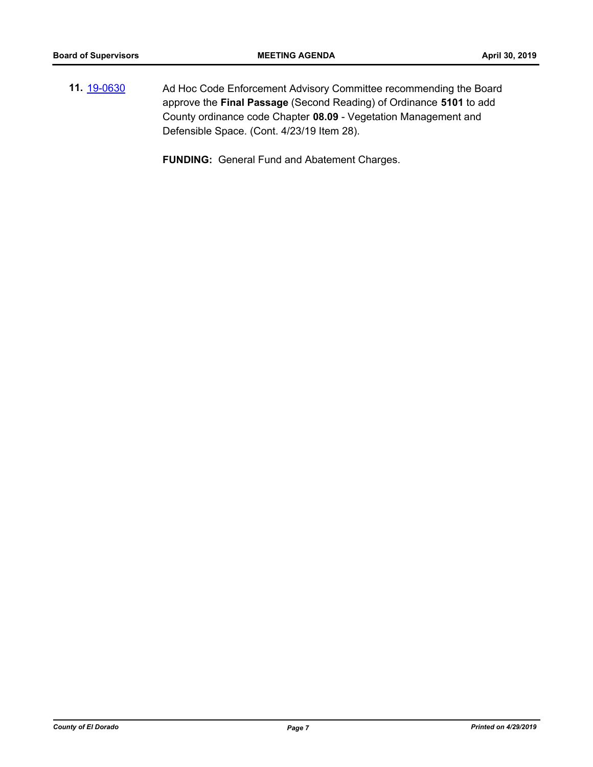**11.** [19-0630](19-0630) Ad Hoc Code Enforcement Advisory Committee recommending the Board approve the **Final Passage** (Second Reading) of Ordinance **5101** to add County ordinance code Chapter **08.09** - Vegetation Management and Defensible Space. (Cont. 4/23/19 Item 28).

**FUNDING:** General Fund and Abatement Charges.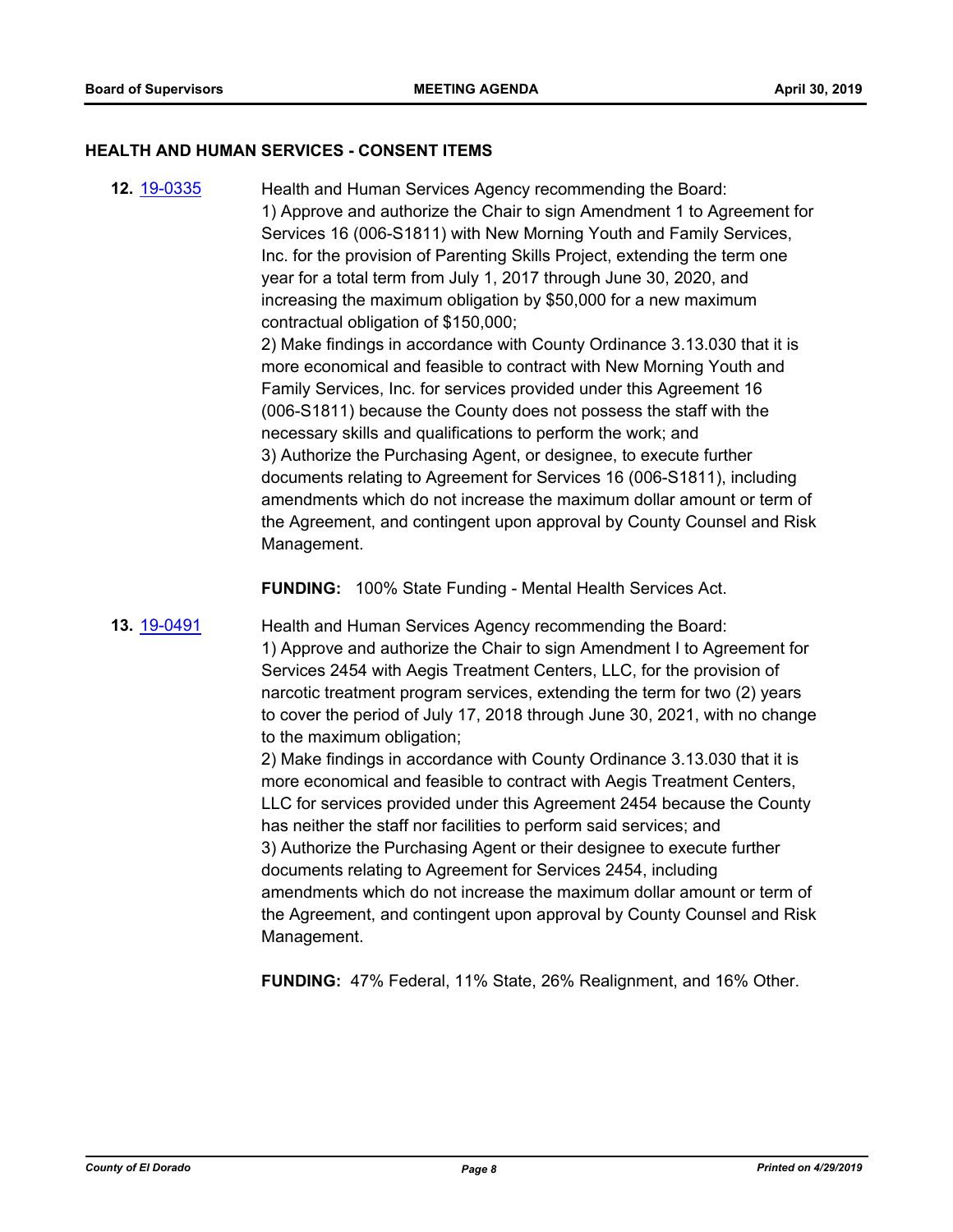## HEALTH AND HUMAN SERVICES - CONSENT ITEMS

**12.** [19-0335](19-0335)

Health and Human Services Agency recommending the Board:
1) Approve and authorize the Chair to sign Amendment 1 to Agreement for Services 16 (006-S1811) with New Morning Youth and Family Services, Inc. for the provision of Parenting Skills Project, extending the term one year for a total term from July 1, 2017 through June 30, 2020, and increasing the maximum obligation by $50,000 for a new maximum contractual obligation of $150,000;
2) Make findings in accordance with County Ordinance 3.13.030 that it is more economical and feasible to contract with New Morning Youth and Family Services, Inc. for services provided under this Agreement 16 (006-S1811) because the County does not possess the staff with the necessary skills and qualifications to perform the work; and
3) Authorize the Purchasing Agent, or designee, to execute further documents relating to Agreement for Services 16 (006-S1811), including amendments which do not increase the maximum dollar amount or term of the Agreement, and contingent upon approval by County Counsel and Risk Management.

**FUNDING:** 100% State Funding - Mental Health Services Act.

**13.** [19-0491](19-0491)

Health and Human Services Agency recommending the Board:
1) Approve and authorize the Chair to sign Amendment I to Agreement for Services 2454 with Aegis Treatment Centers, LLC, for the provision of narcotic treatment program services, extending the term for two (2) years to cover the period of July 17, 2018 through June 30, 2021, with no change to the maximum obligation;
2) Make findings in accordance with County Ordinance 3.13.030 that it is more economical and feasible to contract with Aegis Treatment Centers, LLC for services provided under this Agreement 2454 because the County has neither the staff nor facilities to perform said services; and
3) Authorize the Purchasing Agent or their designee to execute further documents relating to Agreement for Services 2454, including amendments which do not increase the maximum dollar amount or term of the Agreement, and contingent upon approval by County Counsel and Risk Management.

**FUNDING:** 47% Federal, 11% State, 26% Realignment, and 16% Other.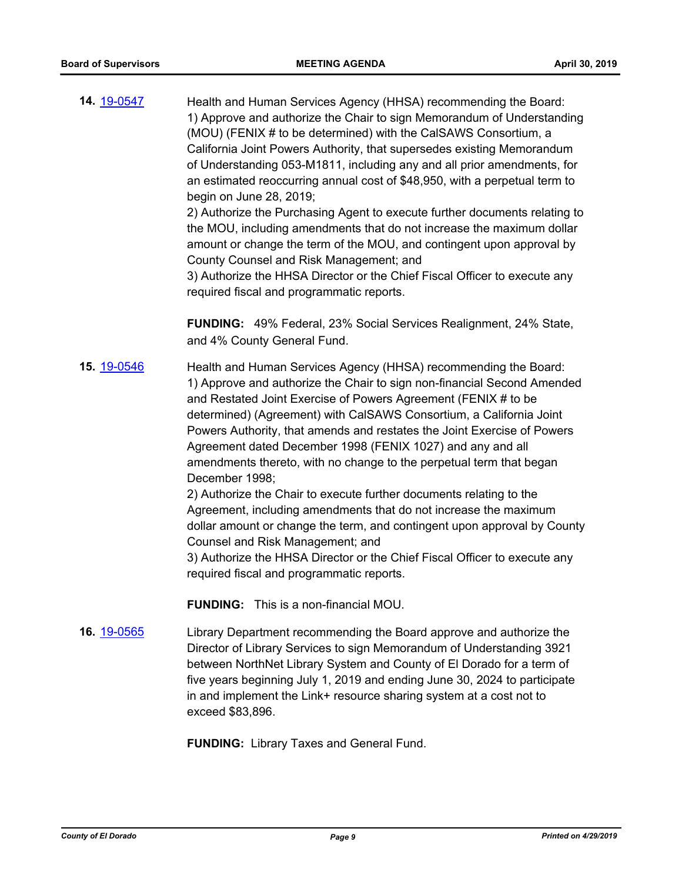**14.** [19-0547]

Health and Human Services Agency (HHSA) recommending the Board:
1) Approve and authorize the Chair to sign Memorandum of Understanding (MOU) (FENIX # to be determined) with the CalSAWS Consortium, a California Joint Powers Authority, that supersedes existing Memorandum of Understanding 053-M1811, including any and all prior amendments, for an estimated reoccurring annual cost of $48,950, with a perpetual term to begin on June 28, 2019;
2) Authorize the Purchasing Agent to execute further documents relating to the MOU, including amendments that do not increase the maximum dollar amount or change the term of the MOU, and contingent upon approval by County Counsel and Risk Management; and
3) Authorize the HHSA Director or the Chief Fiscal Officer to execute any required fiscal and programmatic reports.

**FUNDING:** 49% Federal, 23% Social Services Realignment, 24% State, and 4% County General Fund.

**15.** [19-0546]

Health and Human Services Agency (HHSA) recommending the Board:
1) Approve and authorize the Chair to sign non-financial Second Amended and Restated Joint Exercise of Powers Agreement (FENIX # to be determined) (Agreement) with CalSAWS Consortium, a California Joint Powers Authority, that amends and restates the Joint Exercise of Powers Agreement dated December 1998 (FENIX 1027) and any and all amendments thereto, with no change to the perpetual term that began December 1998;
2) Authorize the Chair to execute further documents relating to the Agreement, including amendments that do not increase the maximum dollar amount or change the term, and contingent upon approval by County Counsel and Risk Management; and
3) Authorize the HHSA Director or the Chief Fiscal Officer to execute any required fiscal and programmatic reports.

**FUNDING:** This is a non-financial MOU.

**16.** [19-0565]

Library Department recommending the Board approve and authorize the Director of Library Services to sign Memorandum of Understanding 3921 between NorthNet Library System and County of El Dorado for a term of five years beginning July 1, 2019 and ending June 30, 2024 to participate in and implement the Link+ resource sharing system at a cost not to exceed $83,896.

**FUNDING:** Library Taxes and General Fund.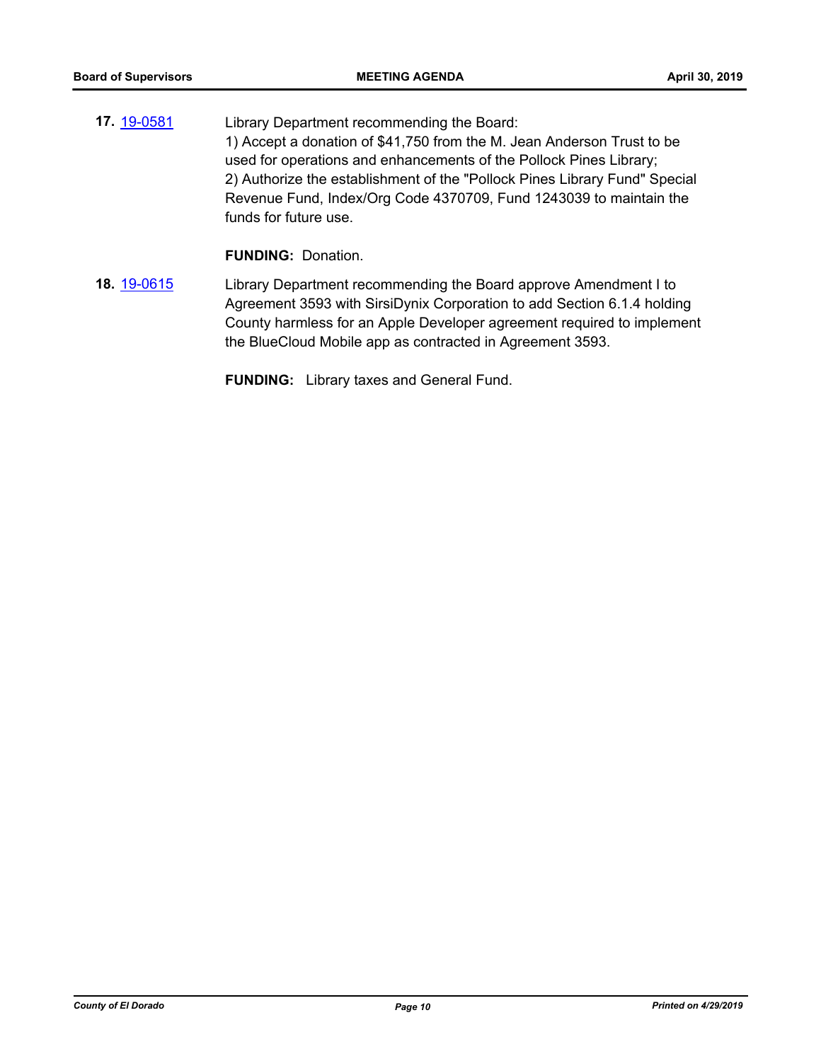**17.** [19-0581](19-0581)

Library Department recommending the Board:
1) Accept a donation of $41,750 from the M. Jean Anderson Trust to be used for operations and enhancements of the Pollock Pines Library;
2) Authorize the establishment of the "Pollock Pines Library Fund" Special Revenue Fund, Index/Org Code 4370709, Fund 1243039 to maintain the funds for future use.

**FUNDING:** Donation.

**18.** [19-0615](19-0615)

Library Department recommending the Board approve Amendment I to Agreement 3593 with SirsiDynix Corporation to add Section 6.1.4 holding County harmless for an Apple Developer agreement required to implement the BlueCloud Mobile app as contracted in Agreement 3593.

**FUNDING:** Library taxes and General Fund.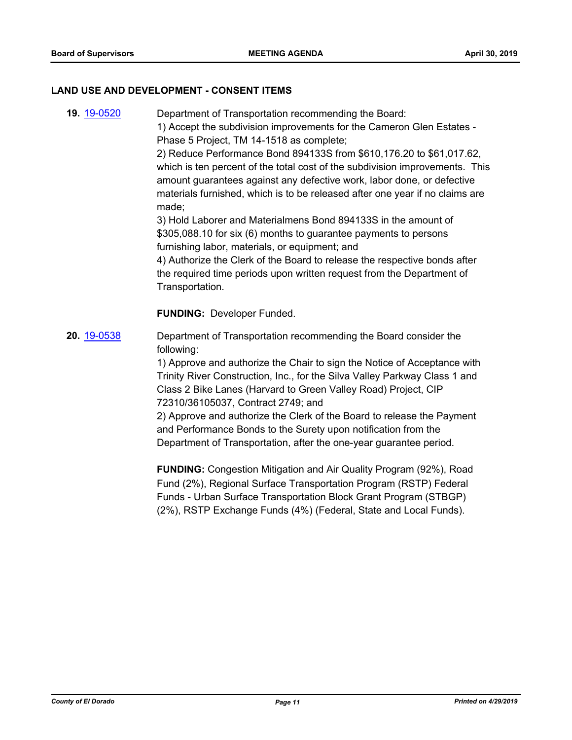## LAND USE AND DEVELOPMENT - CONSENT ITEMS

**19.** 19-0520

Department of Transportation recommending the Board:
1) Accept the subdivision improvements for the Cameron Glen Estates - Phase 5 Project, TM 14-1518 as complete;
2) Reduce Performance Bond 894133S from $610,176.20 to $61,017.62, which is ten percent of the total cost of the subdivision improvements. This amount guarantees against any defective work, labor done, or defective materials furnished, which is to be released after one year if no claims are made;
3) Hold Laborer and Materialmens Bond 894133S in the amount of $305,088.10 for six (6) months to guarantee payments to persons furnishing labor, materials, or equipment; and
4) Authorize the Clerk of the Board to release the respective bonds after the required time periods upon written request from the Department of Transportation.

**FUNDING:** Developer Funded.

**20.** 19-0538

Department of Transportation recommending the Board consider the following:
1) Approve and authorize the Chair to sign the Notice of Acceptance with Trinity River Construction, Inc., for the Silva Valley Parkway Class 1 and Class 2 Bike Lanes (Harvard to Green Valley Road) Project, CIP 72310/36105037, Contract 2749; and
2) Approve and authorize the Clerk of the Board to release the Payment and Performance Bonds to the Surety upon notification from the Department of Transportation, after the one-year guarantee period.

**FUNDING:** Congestion Mitigation and Air Quality Program (92%), Road Fund (2%), Regional Surface Transportation Program (RSTP) Federal Funds - Urban Surface Transportation Block Grant Program (STBGP) (2%), RSTP Exchange Funds (4%) (Federal, State and Local Funds).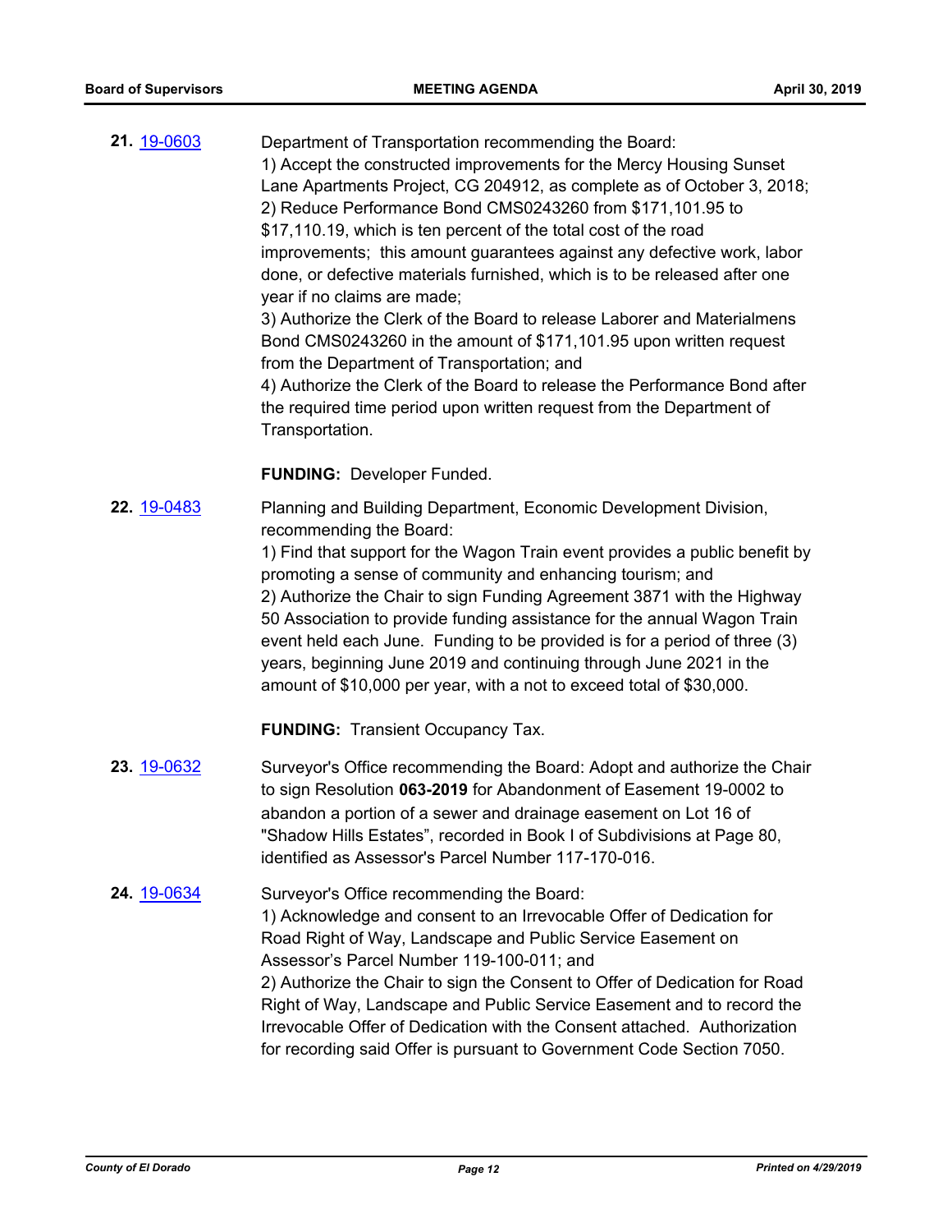**21.** [19-0603](#)

Department of Transportation recommending the Board:
1) Accept the constructed improvements for the Mercy Housing Sunset Lane Apartments Project, CG 204912, as complete as of October 3, 2018;
2) Reduce Performance Bond CMS0243260 from $171,101.95 to $17,110.19, which is ten percent of the total cost of the road improvements; this amount guarantees against any defective work, labor done, or defective materials furnished, which is to be released after one year if no claims are made;
3) Authorize the Clerk of the Board to release Laborer and Materialmens Bond CMS0243260 in the amount of $171,101.95 upon written request from the Department of Transportation; and
4) Authorize the Clerk of the Board to release the Performance Bond after the required time period upon written request from the Department of Transportation.

**FUNDING:** Developer Funded.

**22.** [19-0483](#)

Planning and Building Department, Economic Development Division, recommending the Board:
1) Find that support for the Wagon Train event provides a public benefit by promoting a sense of community and enhancing tourism; and
2) Authorize the Chair to sign Funding Agreement 3871 with the Highway 50 Association to provide funding assistance for the annual Wagon Train event held each June. Funding to be provided is for a period of three (3) years, beginning June 2019 and continuing through June 2021 in the amount of $10,000 per year, with a not to exceed total of $30,000.

**FUNDING:** Transient Occupancy Tax.

**23.** [19-0632](#)

Surveyor's Office recommending the Board: Adopt and authorize the Chair to sign Resolution **063-2019** for Abandonment of Easement 19-0002 to abandon a portion of a sewer and drainage easement on Lot 16 of "Shadow Hills Estates", recorded in Book I of Subdivisions at Page 80, identified as Assessor's Parcel Number 117-170-016.

**24.** [19-0634](#)

Surveyor's Office recommending the Board:
1) Acknowledge and consent to an Irrevocable Offer of Dedication for Road Right of Way, Landscape and Public Service Easement on Assessor's Parcel Number 119-100-011; and
2) Authorize the Chair to sign the Consent to Offer of Dedication for Road Right of Way, Landscape and Public Service Easement and to record the Irrevocable Offer of Dedication with the Consent attached. Authorization for recording said Offer is pursuant to Government Code Section 7050.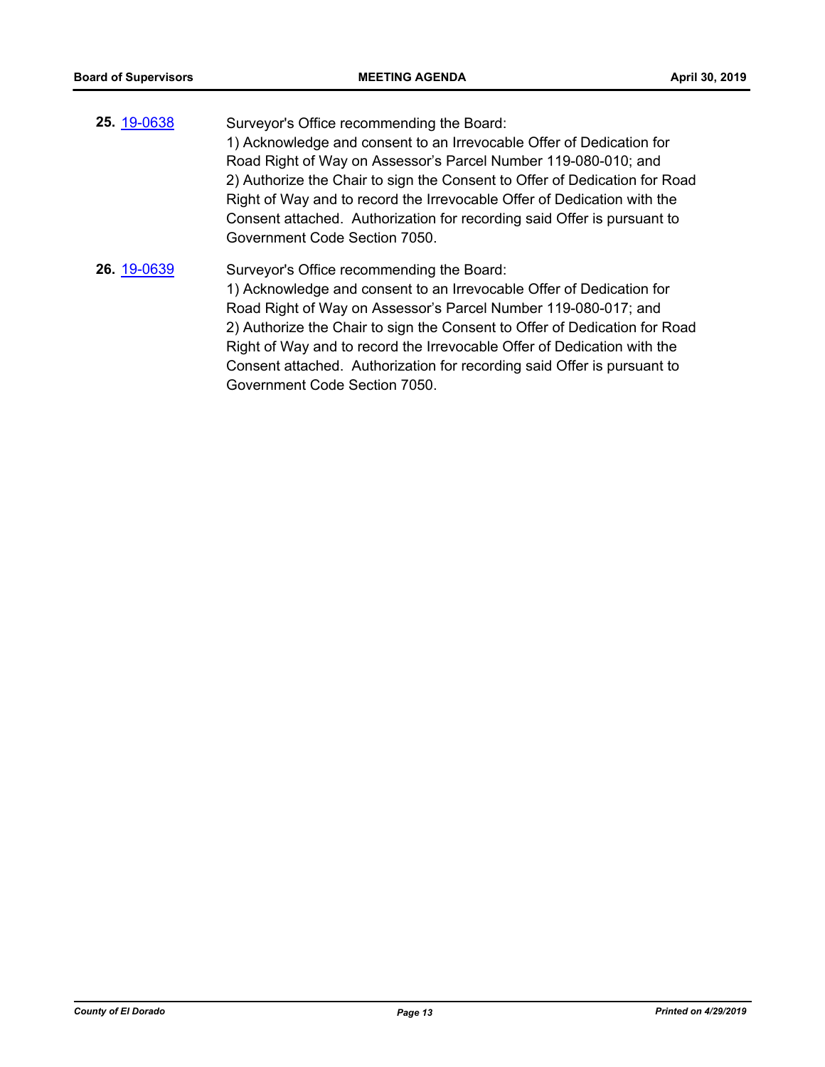**25.** [19-0638](19-0638)

Surveyor's Office recommending the Board:
1) Acknowledge and consent to an Irrevocable Offer of Dedication for Road Right of Way on Assessor's Parcel Number 119-080-010; and
2) Authorize the Chair to sign the Consent to Offer of Dedication for Road Right of Way and to record the Irrevocable Offer of Dedication with the Consent attached. Authorization for recording said Offer is pursuant to Government Code Section 7050.

**26.** [19-0639](19-0639)

Surveyor's Office recommending the Board:
1) Acknowledge and consent to an Irrevocable Offer of Dedication for Road Right of Way on Assessor's Parcel Number 119-080-017; and
2) Authorize the Chair to sign the Consent to Offer of Dedication for Road Right of Way and to record the Irrevocable Offer of Dedication with the Consent attached. Authorization for recording said Offer is pursuant to Government Code Section 7050.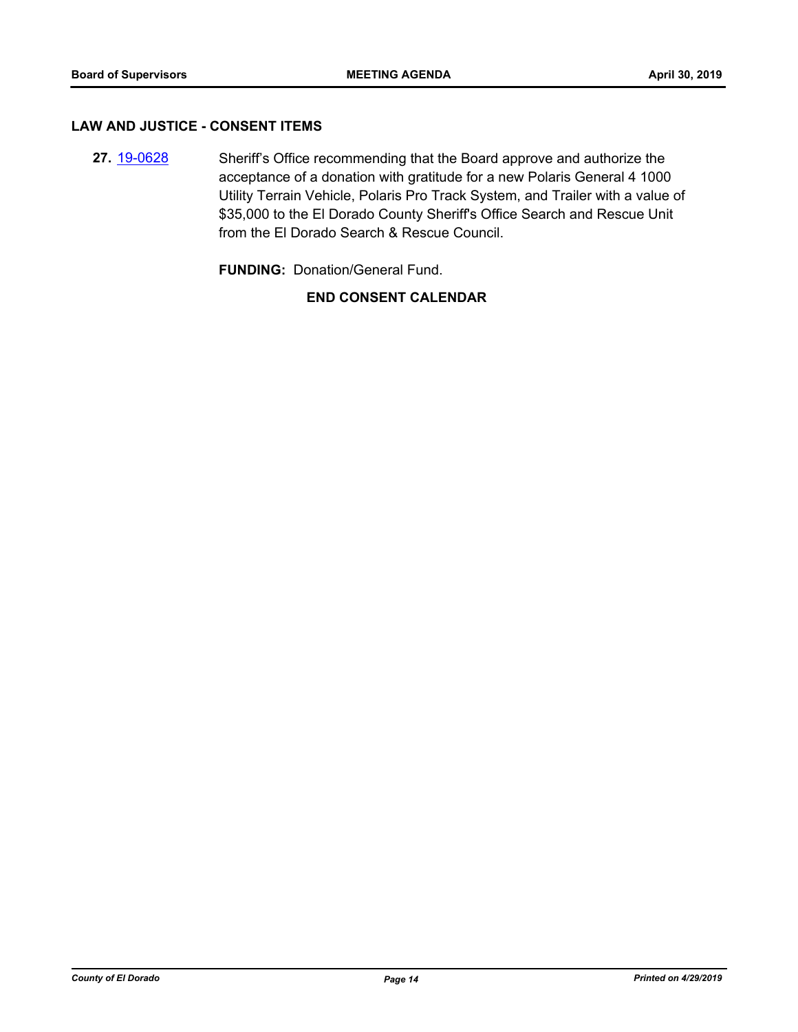## LAW AND JUSTICE - CONSENT ITEMS

**27.** [19-0628](19-0628) Sheriff's Office recommending that the Board approve and authorize the acceptance of a donation with gratitude for a new Polaris General 4 1000 Utility Terrain Vehicle, Polaris Pro Track System, and Trailer with a value of $35,000 to the El Dorado County Sheriff's Office Search and Rescue Unit from the El Dorado Search & Rescue Council.

**FUNDING:** Donation/General Fund.

**END CONSENT CALENDAR**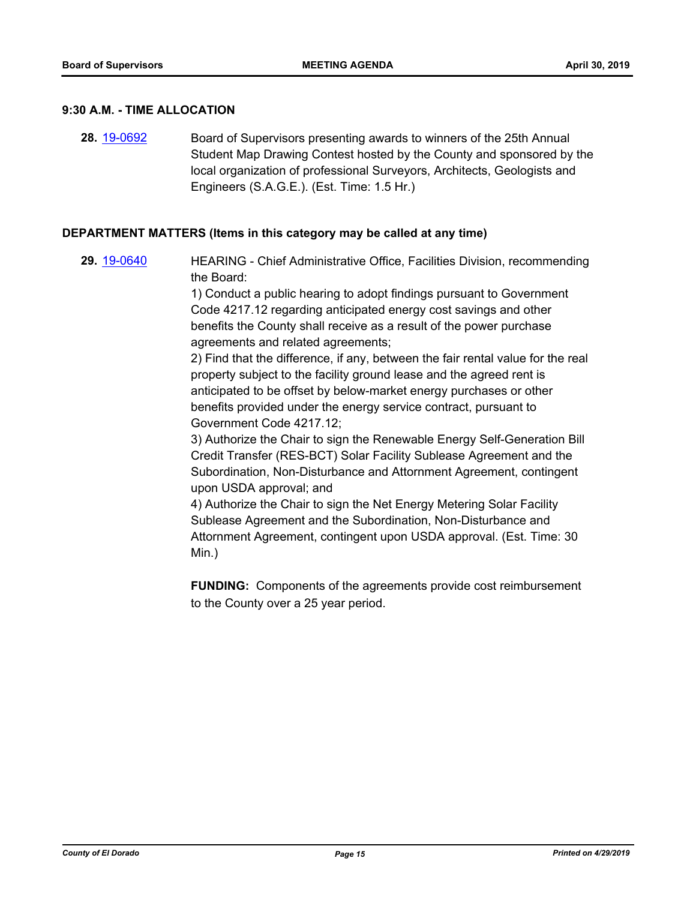## 9:30 A.M. - TIME ALLOCATION

**28.** [19-0692](19-0692) Board of Supervisors presenting awards to winners of the 25th Annual Student Map Drawing Contest hosted by the County and sponsored by the local organization of professional Surveyors, Architects, Geologists and Engineers (S.A.G.E.). (Est. Time: 1.5 Hr.)

## DEPARTMENT MATTERS (Items in this category may be called at any time)

**29.** [19-0640](19-0640) HEARING - Chief Administrative Office, Facilities Division, recommending the Board:

1) Conduct a public hearing to adopt findings pursuant to Government Code 4217.12 regarding anticipated energy cost savings and other benefits the County shall receive as a result of the power purchase agreements and related agreements;

2) Find that the difference, if any, between the fair rental value for the real property subject to the facility ground lease and the agreed rent is anticipated to be offset by below-market energy purchases or other benefits provided under the energy service contract, pursuant to Government Code 4217.12;

3) Authorize the Chair to sign the Renewable Energy Self-Generation Bill Credit Transfer (RES-BCT) Solar Facility Sublease Agreement and the Subordination, Non-Disturbance and Attornment Agreement, contingent upon USDA approval; and

4) Authorize the Chair to sign the Net Energy Metering Solar Facility Sublease Agreement and the Subordination, Non-Disturbance and Attornment Agreement, contingent upon USDA approval. (Est. Time: 30 Min.)

**FUNDING:** Components of the agreements provide cost reimbursement to the County over a 25 year period.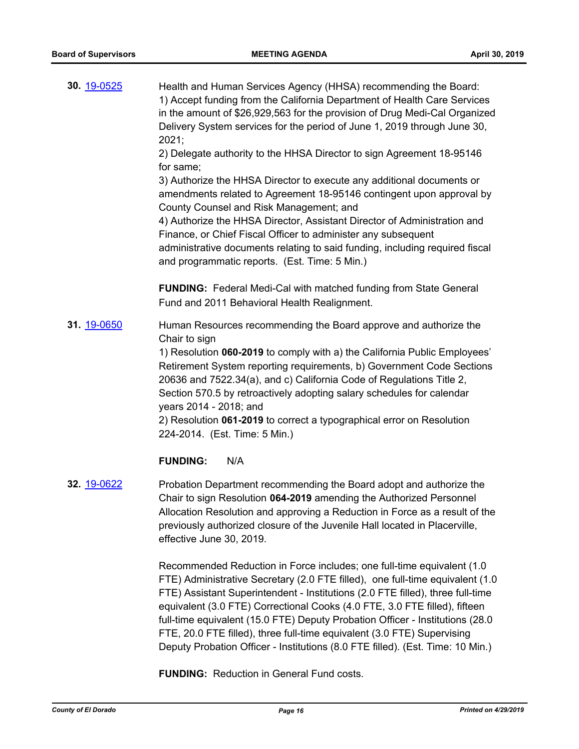**30.** [19-0525](19-0525)

Health and Human Services Agency (HHSA) recommending the Board:
1) Accept funding from the California Department of Health Care Services in the amount of $26,929,563 for the provision of Drug Medi-Cal Organized Delivery System services for the period of June 1, 2019 through June 30, 2021;
2) Delegate authority to the HHSA Director to sign Agreement 18-95146 for same;
3) Authorize the HHSA Director to execute any additional documents or amendments related to Agreement 18-95146 contingent upon approval by County Counsel and Risk Management; and
4) Authorize the HHSA Director, Assistant Director of Administration and Finance, or Chief Fiscal Officer to administer any subsequent administrative documents relating to said funding, including required fiscal and programmatic reports. (Est. Time: 5 Min.)

**FUNDING:** Federal Medi-Cal with matched funding from State General Fund and 2011 Behavioral Health Realignment.

**31.** [19-0650](19-0650)

Human Resources recommending the Board approve and authorize the Chair to sign
1) Resolution **060-2019** to comply with a) the California Public Employees' Retirement System reporting requirements, b) Government Code Sections 20636 and 7522.34(a), and c) California Code of Regulations Title 2, Section 570.5 by retroactively adopting salary schedules for calendar years 2014 - 2018; and
2) Resolution **061-2019** to correct a typographical error on Resolution 224-2014. (Est. Time: 5 Min.)

**FUNDING:** N/A

**32.** [19-0622](19-0622)

Probation Department recommending the Board adopt and authorize the Chair to sign Resolution **064-2019** amending the Authorized Personnel Allocation Resolution and approving a Reduction in Force as a result of the previously authorized closure of the Juvenile Hall located in Placerville, effective June 30, 2019.

Recommended Reduction in Force includes; one full-time equivalent (1.0 FTE) Administrative Secretary (2.0 FTE filled), one full-time equivalent (1.0 FTE) Assistant Superintendent - Institutions (2.0 FTE filled), three full-time equivalent (3.0 FTE) Correctional Cooks (4.0 FTE, 3.0 FTE filled), fifteen full-time equivalent (15.0 FTE) Deputy Probation Officer - Institutions (28.0 FTE, 20.0 FTE filled), three full-time equivalent (3.0 FTE) Supervising Deputy Probation Officer - Institutions (8.0 FTE filled). (Est. Time: 10 Min.)

**FUNDING:** Reduction in General Fund costs.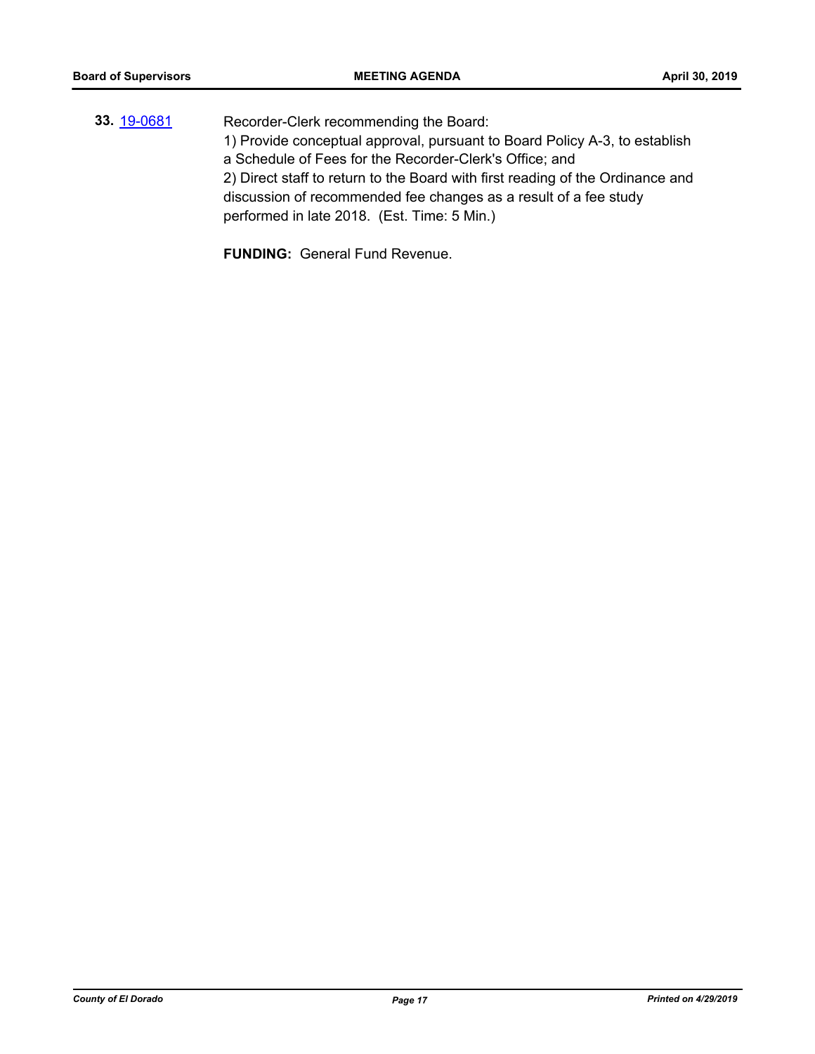**33.** [19-0681](19-0681)

Recorder-Clerk recommending the Board:

1) Provide conceptual approval, pursuant to Board Policy A-3, to establish a Schedule of Fees for the Recorder-Clerk's Office; and

2) Direct staff to return to the Board with first reading of the Ordinance and discussion of recommended fee changes as a result of a fee study performed in late 2018. (Est. Time: 5 Min.)

**FUNDING:** General Fund Revenue.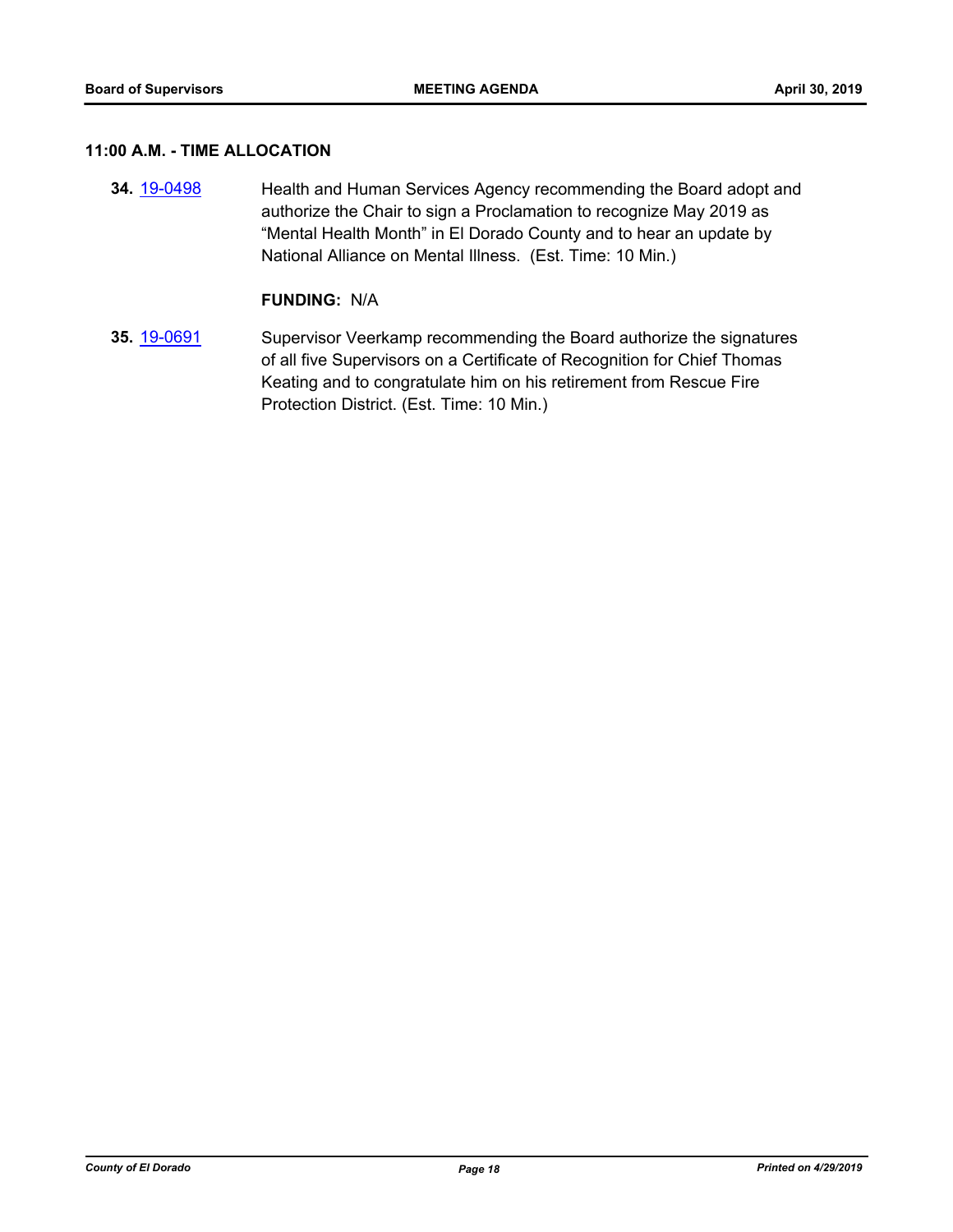## 11:00 A.M. - TIME ALLOCATION

**34.** [19-0498] Health and Human Services Agency recommending the Board adopt and authorize the Chair to sign a Proclamation to recognize May 2019 as "Mental Health Month" in El Dorado County and to hear an update by National Alliance on Mental Illness. (Est. Time: 10 Min.)

**FUNDING:** N/A

**35.** [19-0691] Supervisor Veerkamp recommending the Board authorize the signatures of all five Supervisors on a Certificate of Recognition for Chief Thomas Keating and to congratulate him on his retirement from Rescue Fire Protection District. (Est. Time: 10 Min.)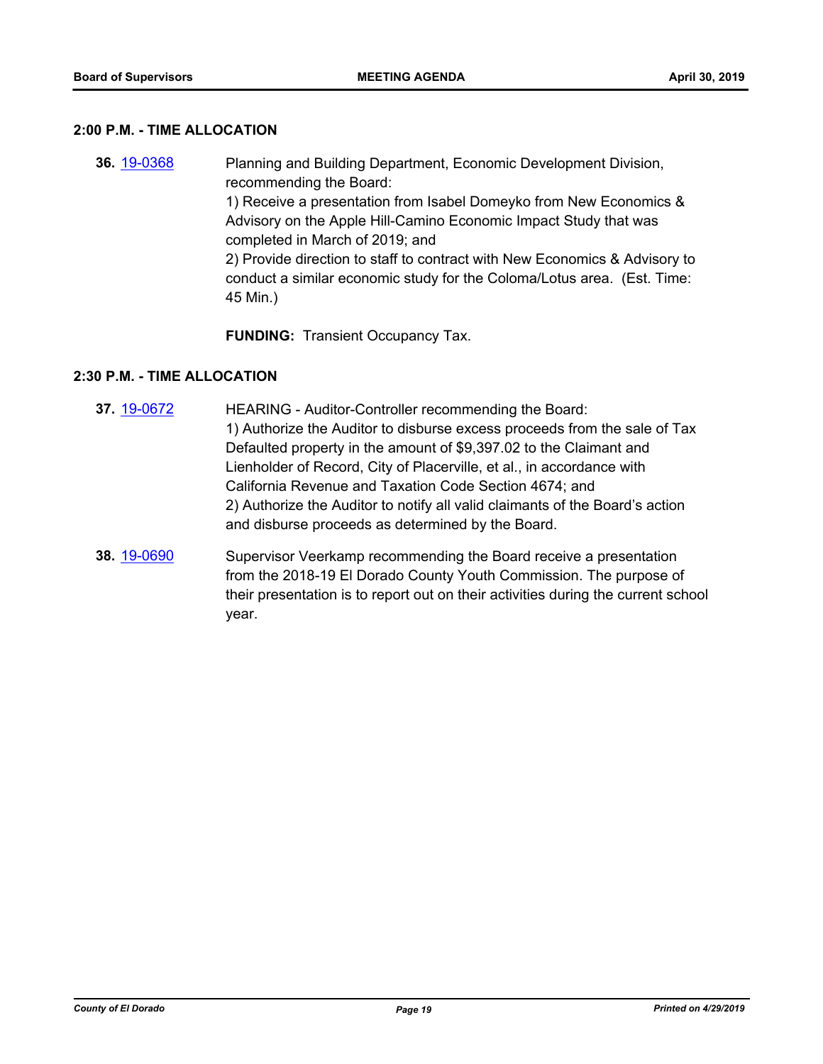## 2:00 P.M. - TIME ALLOCATION

**36.** 19-0368 Planning and Building Department, Economic Development Division, recommending the Board:

1) Receive a presentation from Isabel Domeyko from New Economics & Advisory on the Apple Hill-Camino Economic Impact Study that was completed in March of 2019; and

2) Provide direction to staff to contract with New Economics & Advisory to conduct a similar economic study for the Coloma/Lotus area. (Est. Time: 45 Min.)

**FUNDING:** Transient Occupancy Tax.

## 2:30 P.M. - TIME ALLOCATION

**37.** 19-0672 HEARING - Auditor-Controller recommending the Board:

1) Authorize the Auditor to disburse excess proceeds from the sale of Tax Defaulted property in the amount of $9,397.02 to the Claimant and Lienholder of Record, City of Placerville, et al., in accordance with California Revenue and Taxation Code Section 4674; and

2) Authorize the Auditor to notify all valid claimants of the Board's action and disburse proceeds as determined by the Board.

**38.** 19-0690 Supervisor Veerkamp recommending the Board receive a presentation from the 2018-19 El Dorado County Youth Commission. The purpose of their presentation is to report out on their activities during the current school year.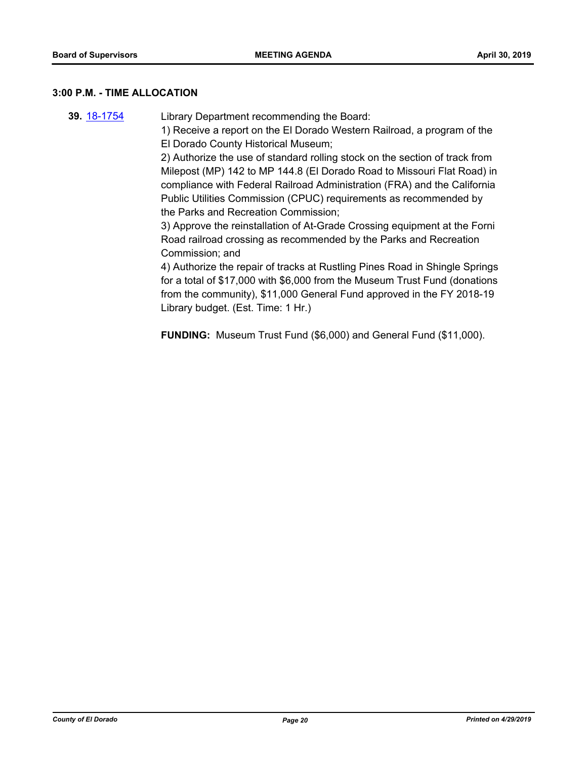### 3:00 P.M. - TIME ALLOCATION

**39.** [18-1754]

Library Department recommending the Board:

1) Receive a report on the El Dorado Western Railroad, a program of the El Dorado County Historical Museum;

2) Authorize the use of standard rolling stock on the section of track from Milepost (MP) 142 to MP 144.8 (El Dorado Road to Missouri Flat Road) in compliance with Federal Railroad Administration (FRA) and the California Public Utilities Commission (CPUC) requirements as recommended by the Parks and Recreation Commission;

3) Approve the reinstallation of At-Grade Crossing equipment at the Forni Road railroad crossing as recommended by the Parks and Recreation Commission; and

4) Authorize the repair of tracks at Rustling Pines Road in Shingle Springs for a total of $17,000 with $6,000 from the Museum Trust Fund (donations from the community), $11,000 General Fund approved in the FY 2018-19 Library budget. (Est. Time: 1 Hr.)

**FUNDING:** Museum Trust Fund ($6,000) and General Fund ($11,000).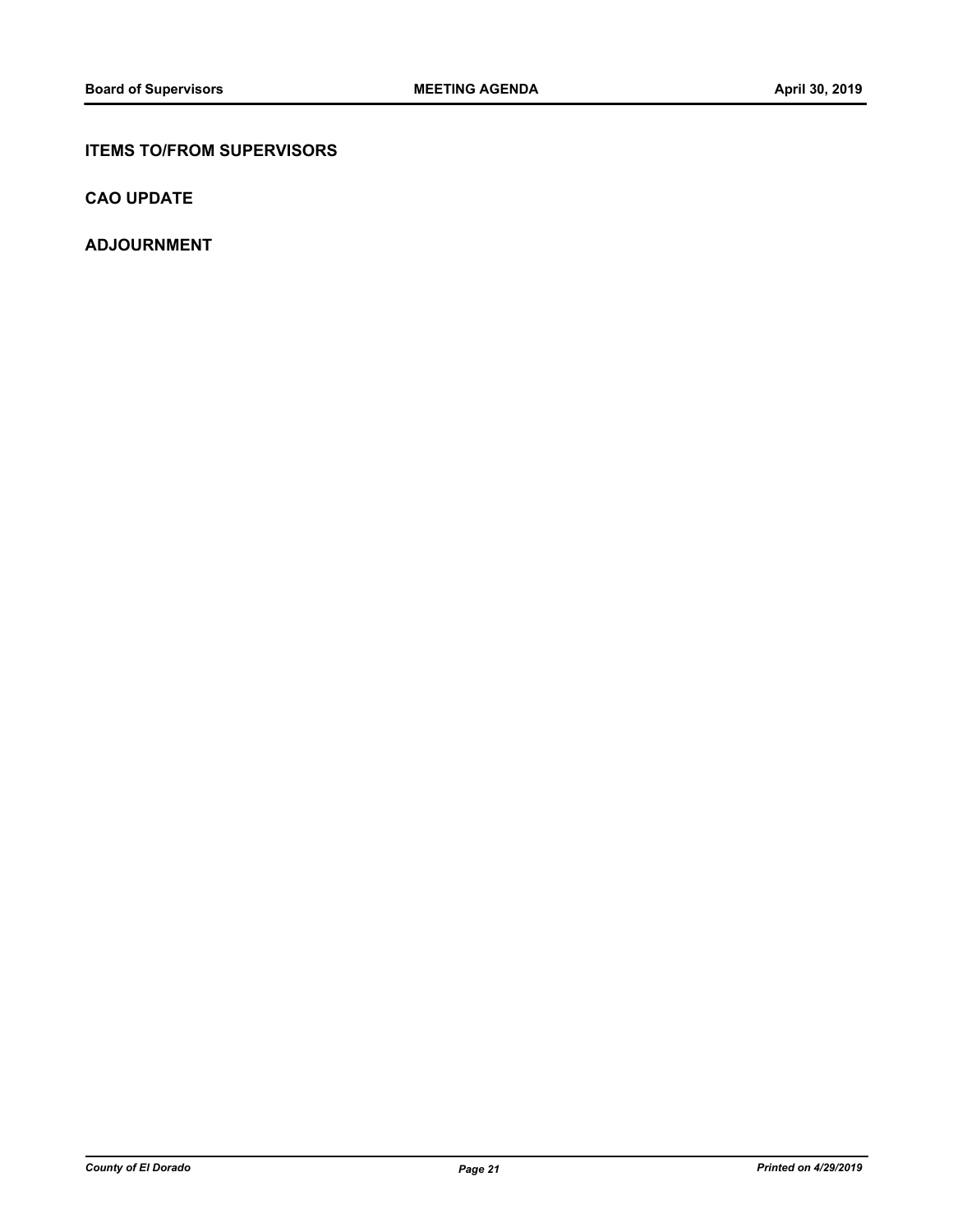## ITEMS TO/FROM SUPERVISORS

## CAO UPDATE

## ADJOURNMENT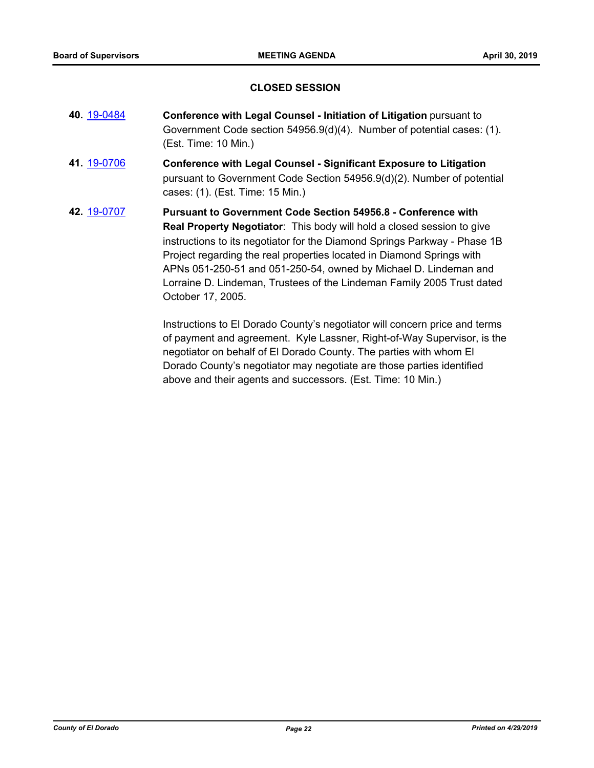## CLOSED SESSION

**40.** 19-0484 **Conference with Legal Counsel - Initiation of Litigation** pursuant to Government Code section 54956.9(d)(4). Number of potential cases: (1). (Est. Time: 10 Min.)

**41.** 19-0706 **Conference with Legal Counsel - Significant Exposure to Litigation** pursuant to Government Code Section 54956.9(d)(2). Number of potential cases: (1). (Est. Time: 15 Min.)

**42.** 19-0707 **Pursuant to Government Code Section 54956.8 - Conference with Real Property Negotiator**: This body will hold a closed session to give instructions to its negotiator for the Diamond Springs Parkway - Phase 1B Project regarding the real properties located in Diamond Springs with APNs 051-250-51 and 051-250-54, owned by Michael D. Lindeman and Lorraine D. Lindeman, Trustees of the Lindeman Family 2005 Trust dated October 17, 2005.

Instructions to El Dorado County's negotiator will concern price and terms of payment and agreement. Kyle Lassner, Right-of-Way Supervisor, is the negotiator on behalf of El Dorado County. The parties with whom El Dorado County's negotiator may negotiate are those parties identified above and their agents and successors. (Est. Time: 10 Min.)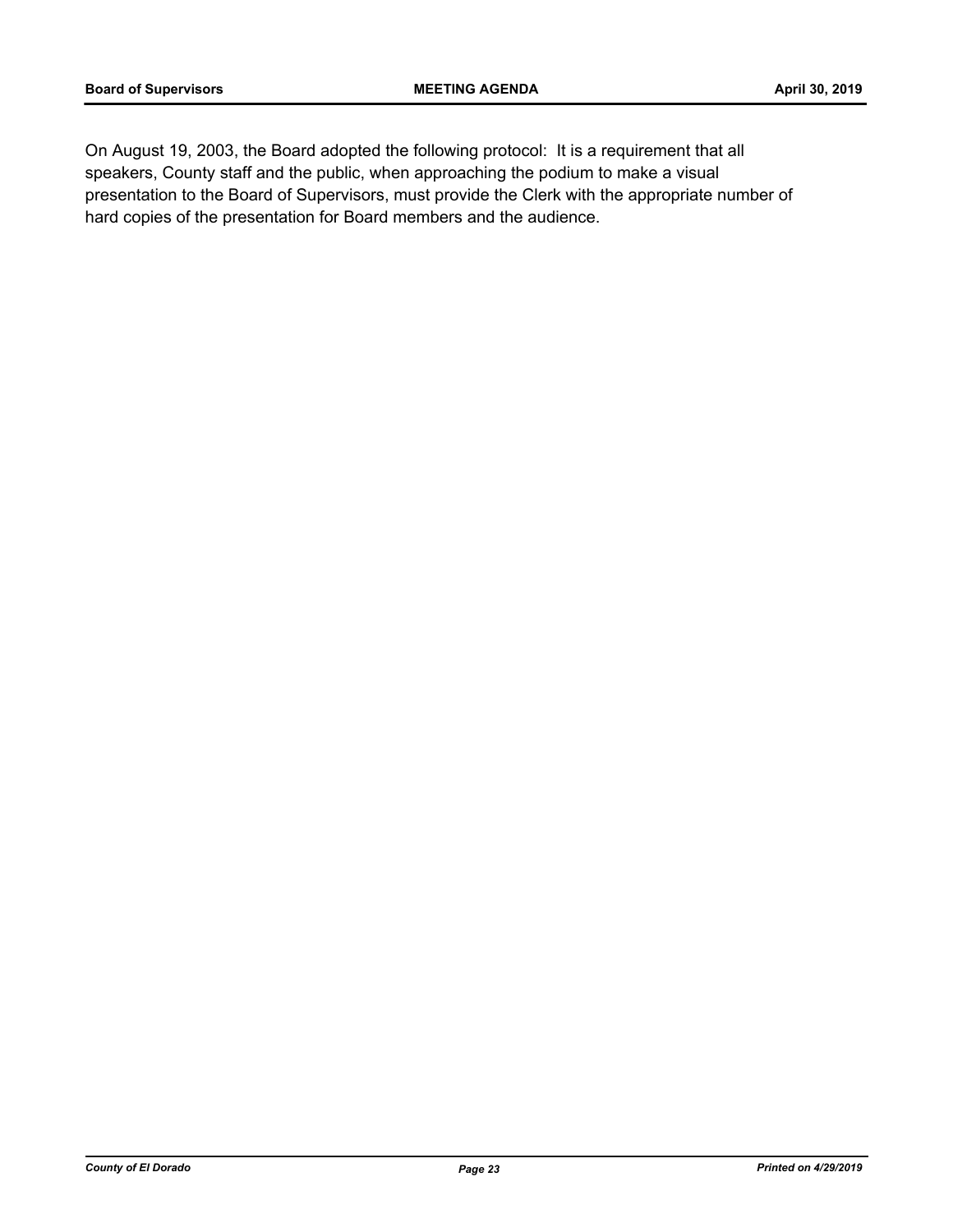On August 19, 2003, the Board adopted the following protocol:  It is a requirement that all speakers, County staff and the public, when approaching the podium to make a visual presentation to the Board of Supervisors, must provide the Clerk with the appropriate number of hard copies of the presentation for Board members and the audience.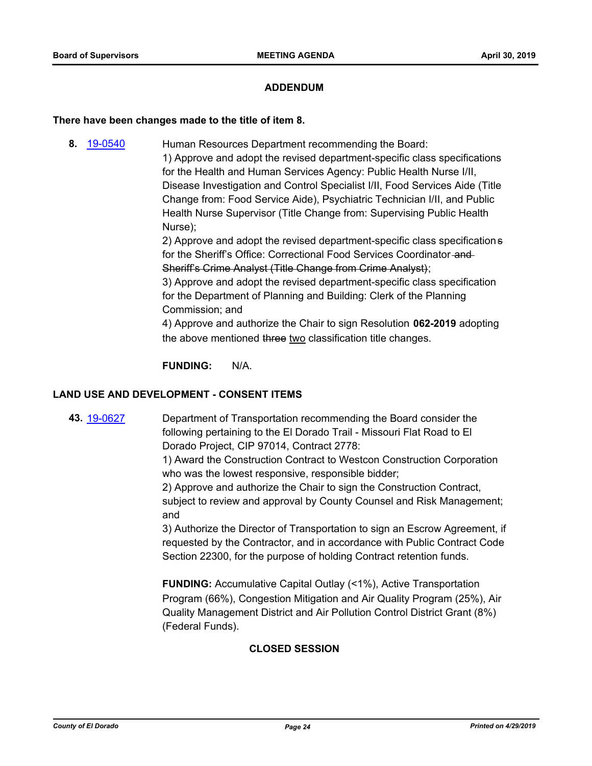## ADDENDUM

**There have been changes made to the title of item 8.**

**8.** [19-0540](#) Human Resources Department recommending the Board:

1) Approve and adopt the revised department-specific class specifications for the Health and Human Services Agency: Public Health Nurse I/II, Disease Investigation and Control Specialist I/II, Food Services Aide (Title Change from: Food Service Aide), Psychiatric Technician I/II, and Public Health Nurse Supervisor (Title Change from: Supervising Public Health Nurse);

2) Approve and adopt the revised department-specific class specification~~s~~ for the Sheriff's Office: Correctional Food Services Coordinator ~~and Sheriff's Crime Analyst (Title Change from Crime Analyst)~~;

3) Approve and adopt the revised department-specific class specification for the Department of Planning and Building: Clerk of the Planning Commission; and

4) Approve and authorize the Chair to sign Resolution **062-2019** adopting the above mentioned ~~three~~ <u>two</u> classification title changes.

**FUNDING:** N/A.

### LAND USE AND DEVELOPMENT - CONSENT ITEMS

**43.** [19-0627](#) Department of Transportation recommending the Board consider the following pertaining to the El Dorado Trail - Missouri Flat Road to El Dorado Project, CIP 97014, Contract 2778:

1) Award the Construction Contract to Westcon Construction Corporation who was the lowest responsive, responsible bidder;

2) Approve and authorize the Chair to sign the Construction Contract, subject to review and approval by County Counsel and Risk Management; and

3) Authorize the Director of Transportation to sign an Escrow Agreement, if requested by the Contractor, and in accordance with Public Contract Code Section 22300, for the purpose of holding Contract retention funds.

**FUNDING:** Accumulative Capital Outlay (<1%), Active Transportation Program (66%), Congestion Mitigation and Air Quality Program (25%), Air Quality Management District and Air Pollution Control District Grant (8%) (Federal Funds).

## CLOSED SESSION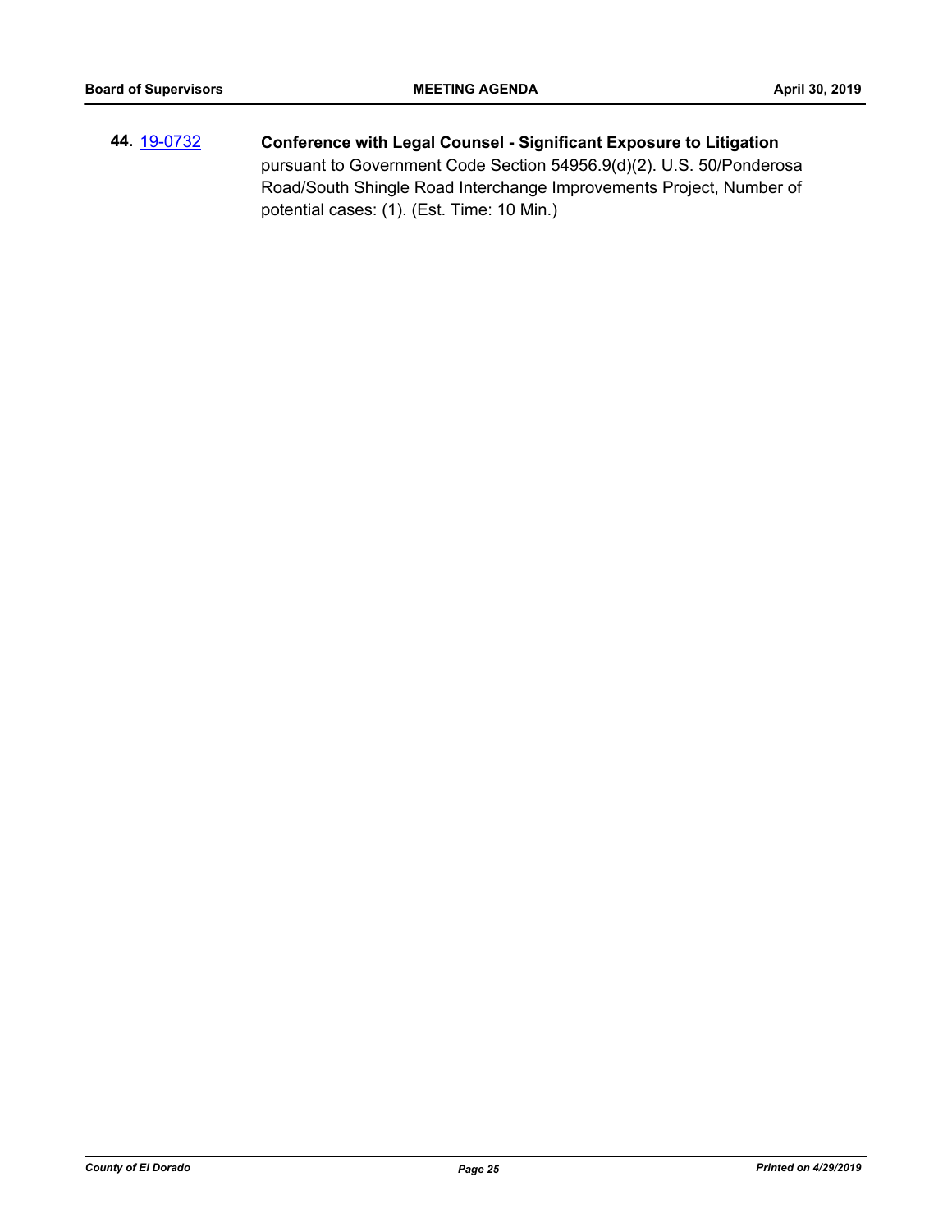**44.** [19-0732](19-0732) **Conference with Legal Counsel - Significant Exposure to Litigation** pursuant to Government Code Section 54956.9(d)(2). U.S. 50/Ponderosa Road/South Shingle Road Interchange Improvements Project, Number of potential cases: (1). (Est. Time: 10 Min.)